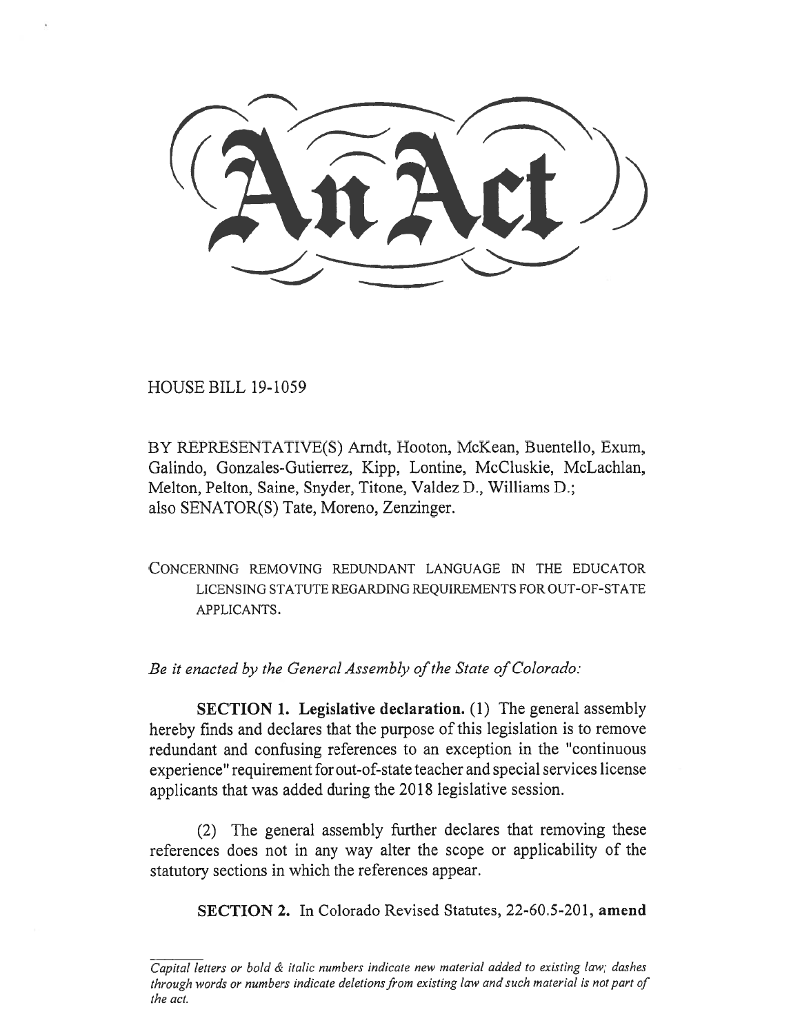An Act

HOUSE BILL 19-1059

BY REPRESENTATIVE(S) Arndt, Hooton, McKean, Buentello, Exum, Galindo, Gonzales-Gutierrez, Kipp, Lontine, McCluskie, McLachlan, Melton, Pelton, Saine, Snyder, Titone, Valdez D., Williams D.; also SENATOR(S) Tate, Moreno, Zenzinger.

CONCERNING REMOVING REDUNDANT LANGUAGE IN THE EDUCATOR LICENSING STATUTE REGARDING REQUIREMENTS FOR OUT-OF-STATE APPLICANTS.

*Be it enacted by the General Assembly of the State of Colorado:*

**SECTION 1. Legislative declaration.** (1) The general assembly hereby finds and declares that the purpose of this legislation is to remove redundant and confusing references to an exception in the "continuous experience" requirement for out-of-state teacher and special services license applicants that was added during the 2018 legislative session.

(2) The general assembly further declares that removing these references does not in any way alter the scope or applicability of the statutory sections in which the references appear.

**SECTION 2.** In Colorado Revised Statutes, 22-60.5-201, **amend**

*Capital letters or bold & italic numbers indicate new material added to existing law; dashes through words or numbers indicate deletions from existing law and such material is not part of the act.*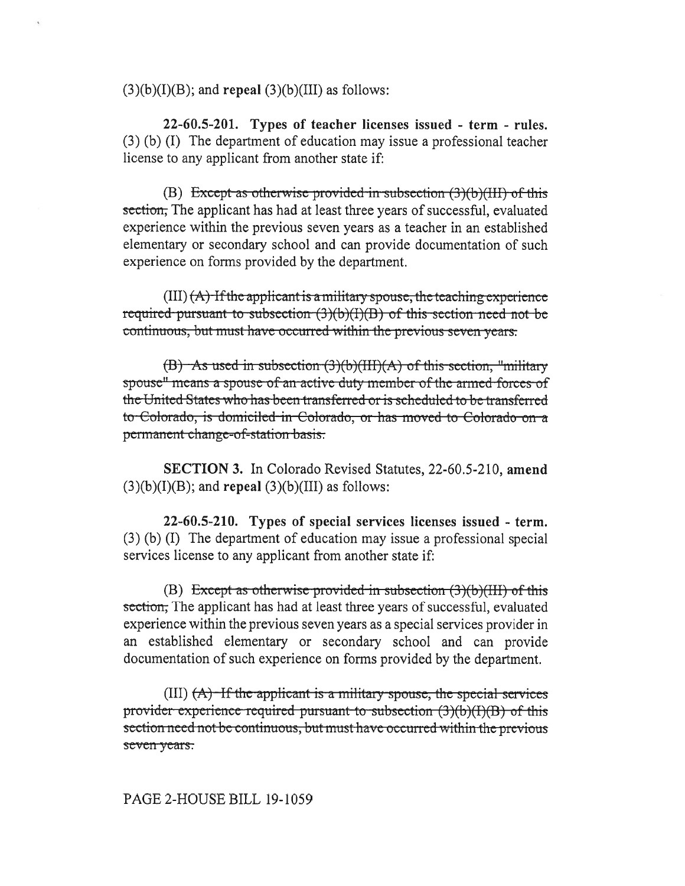(3)(b)(I)(B); and **repeal** (3)(b)(III) as follows:

**22-60.5-201. Types of teacher licenses issued - term - rules.** (3) (b) (I) The department of education may issue a professional teacher license to any applicant from another state if:

(B) ~~Except as otherwise provided in subsection (3)(b)(III) of this section,~~ The applicant has had at least three years of successful, evaluated experience within the previous seven years as a teacher in an established elementary or secondary school and can provide documentation of such experience on forms provided by the department.

(III) ~~(A) If the applicant is a military spouse, the teaching experience required pursuant to subsection (3)(b)(I)(B) of this section need not be continuous, but must have occurred within the previous seven years.~~

~~(B) As used in subsection (3)(b)(III)(A) of this section, "military spouse" means a spouse of an active duty member of the armed forces of the United States who has been transferred or is scheduled to be transferred to Colorado, is domiciled in Colorado, or has moved to Colorado on a permanent change-of-station basis.~~

**SECTION 3.** In Colorado Revised Statutes, 22-60.5-210, **amend** (3)(b)(I)(B); and **repeal** (3)(b)(III) as follows:

**22-60.5-210. Types of special services licenses issued - term.** (3) (b) (I) The department of education may issue a professional special services license to any applicant from another state if:

(B) ~~Except as otherwise provided in subsection (3)(b)(III) of this section,~~ The applicant has had at least three years of successful, evaluated experience within the previous seven years as a special services provider in an established elementary or secondary school and can provide documentation of such experience on forms provided by the department.

(III) ~~(A) If the applicant is a military spouse, the special services provider experience required pursuant to subsection (3)(b)(I)(B) of this section need not be continuous, but must have occurred within the previous seven years.~~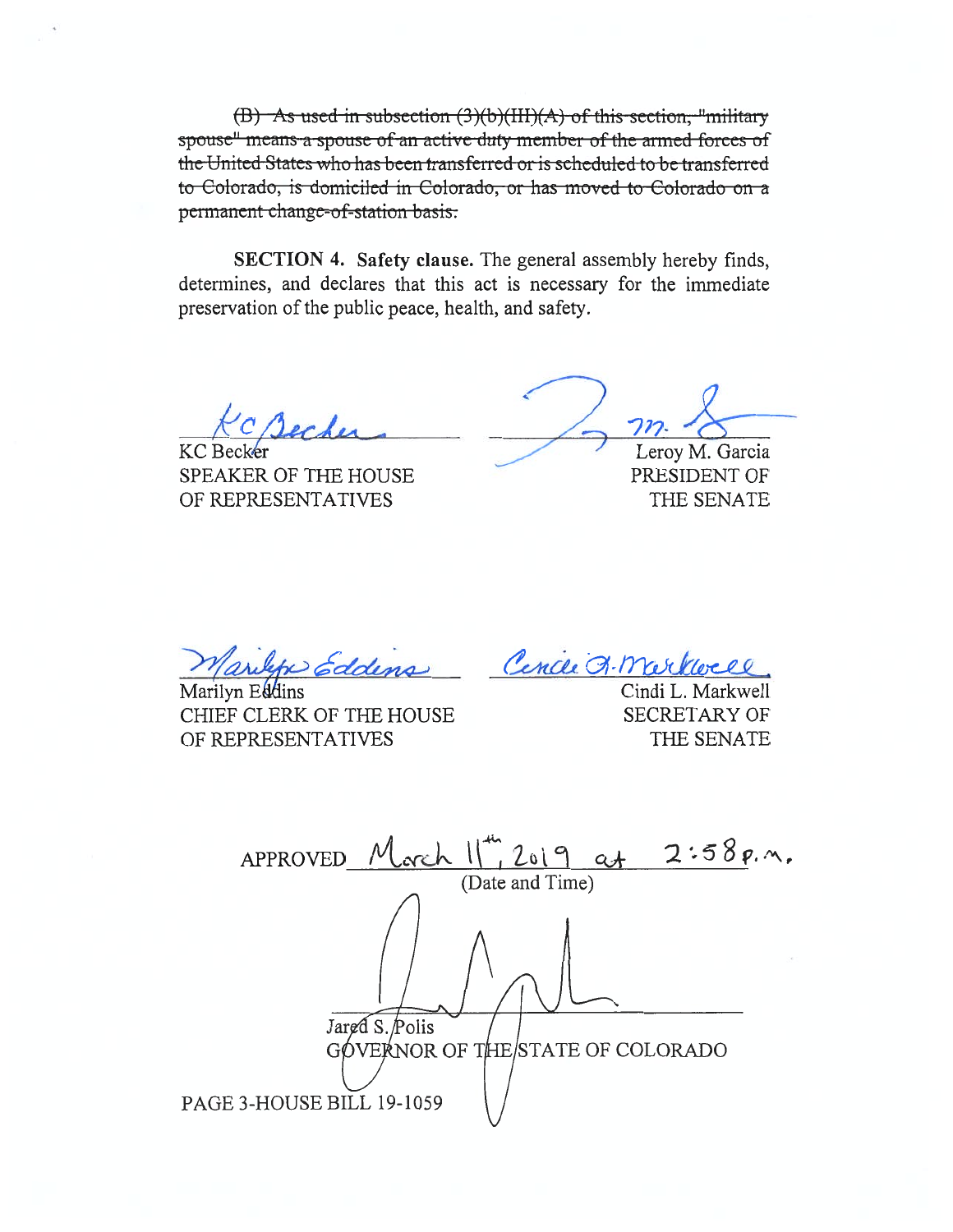~~(B) As used in subsection (3)(b)(III)(A) of this section, "military spouse" means a spouse of an active duty member of the armed forces of the United States who has been transferred or is scheduled to be transferred to Colorado, is domiciled in Colorado, or has moved to Colorado on a permanent change-of-station basis.~~

**SECTION 4. Safety clause.** The general assembly hereby finds, determines, and declares that this act is necessary for the immediate preservation of the public peace, health, and safety.

KC Becker
SPEAKER OF THE HOUSE
OF REPRESENTATIVES

Leroy M. Garcia
PRESIDENT OF
THE SENATE

Marilyn Eddins
CHIEF CLERK OF THE HOUSE
OF REPRESENTATIVES

Cindi L. Markwell
SECRETARY OF
THE SENATE

APPROVED March 11th, 2019 at 2:58 p.m.
(Date and Time)

Jared S. Polis
GOVERNOR OF THE STATE OF COLORADO

PAGE 3-HOUSE BILL 19-1059